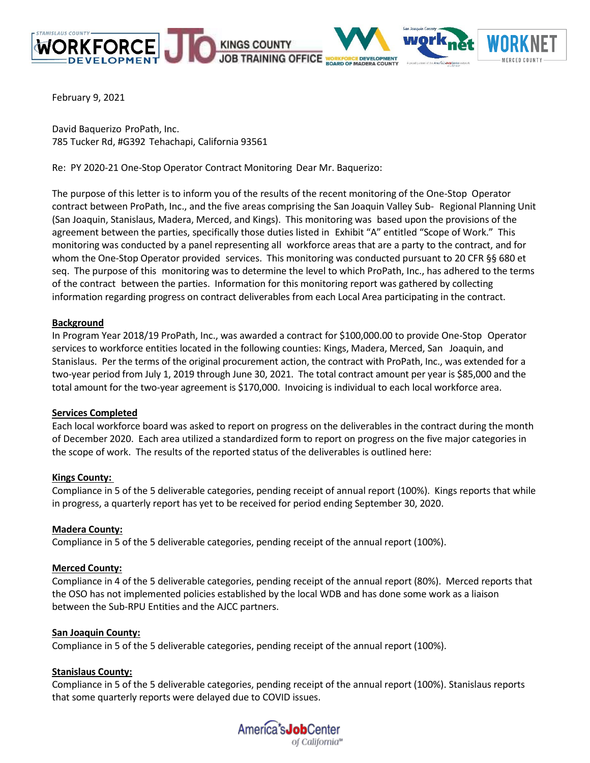February 9, 2021

David Baquerizo ProPath, Inc.
785 Tucker Rd, #G392 Tehachapi, California 93561

Re: PY 2020-21 One-Stop Operator Contract Monitoring Dear Mr. Baquerizo:

The purpose of this letter is to inform you of the results of the recent monitoring of the One-Stop Operator contract between ProPath, Inc., and the five areas comprising the San Joaquin Valley Sub- Regional Planning Unit (San Joaquin, Stanislaus, Madera, Merced, and Kings). This monitoring was based upon the provisions of the agreement between the parties, specifically those duties listed in Exhibit "A" entitled "Scope of Work." This monitoring was conducted by a panel representing all workforce areas that are a party to the contract, and for whom the One-Stop Operator provided services. This monitoring was conducted pursuant to 20 CFR §§ 680 et seq. The purpose of this monitoring was to determine the level to which ProPath, Inc., has adhered to the terms of the contract between the parties. Information for this monitoring report was gathered by collecting information regarding progress on contract deliverables from each Local Area participating in the contract.

**Background**

In Program Year 2018/19 ProPath, Inc., was awarded a contract for $100,000.00 to provide One-Stop Operator services to workforce entities located in the following counties: Kings, Madera, Merced, San Joaquin, and Stanislaus. Per the terms of the original procurement action, the contract with ProPath, Inc., was extended for a two-year period from July 1, 2019 through June 30, 2021. The total contract amount per year is $85,000 and the total amount for the two-year agreement is $170,000. Invoicing is individual to each local workforce area.

**Services Completed**

Each local workforce board was asked to report on progress on the deliverables in the contract during the month of December 2020. Each area utilized a standardized form to report on progress on the five major categories in the scope of work. The results of the reported status of the deliverables is outlined here:

**Kings County:**

Compliance in 5 of the 5 deliverable categories, pending receipt of annual report (100%). Kings reports that while in progress, a quarterly report has yet to be received for period ending September 30, 2020.

**Madera County:**

Compliance in 5 of the 5 deliverable categories, pending receipt of the annual report (100%).

**Merced County:**

Compliance in 4 of the 5 deliverable categories, pending receipt of the annual report (80%). Merced reports that the OSO has not implemented policies established by the local WDB and has done some work as a liaison between the Sub-RPU Entities and the AJCC partners.

**San Joaquin County:**

Compliance in 5 of the 5 deliverable categories, pending receipt of the annual report (100%).

**Stanislaus County:**

Compliance in 5 of the 5 deliverable categories, pending receipt of the annual report (100%). Stanislaus reports that some quarterly reports were delayed due to COVID issues.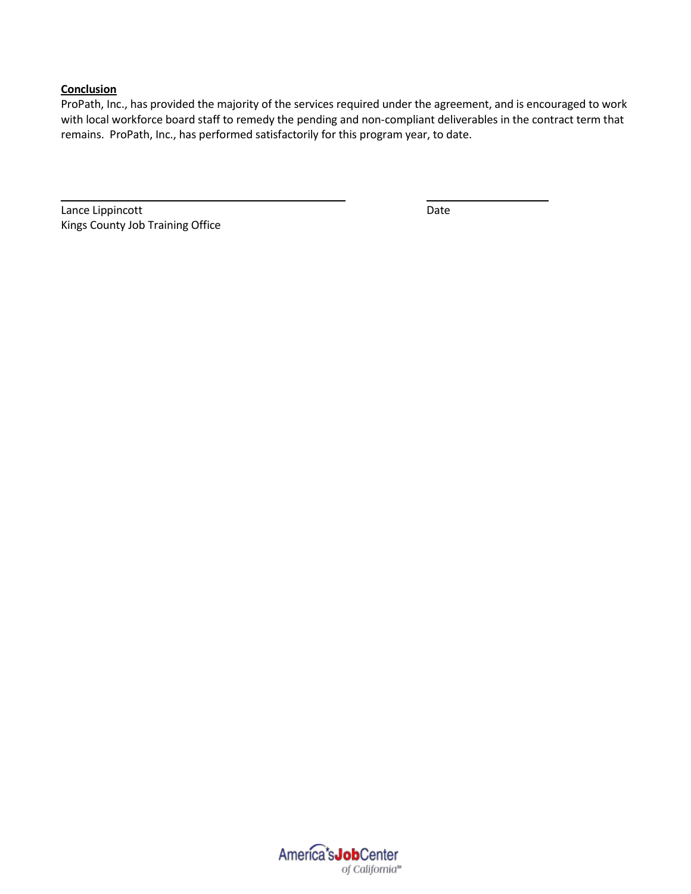**Conclusion**

ProPath, Inc., has provided the majority of the services required under the agreement, and is encouraged to work with local workforce board staff to remedy the pending and non-compliant deliverables in the contract term that remains. ProPath, Inc., has performed satisfactorily for this program year, to date.

\_\_\_\_\_\_\_\_\_\_\_\_\_\_\_\_\_\_\_\_\_\_\_\_\_\_\_\_\_\_\_\_\_\_\_\_\_\_\_\_ \_\_\_\_\_\_\_\_\_\_\_\_\_\_\_\_\_\_\_\_

Lance Lippincott Date

Kings County Job Training Office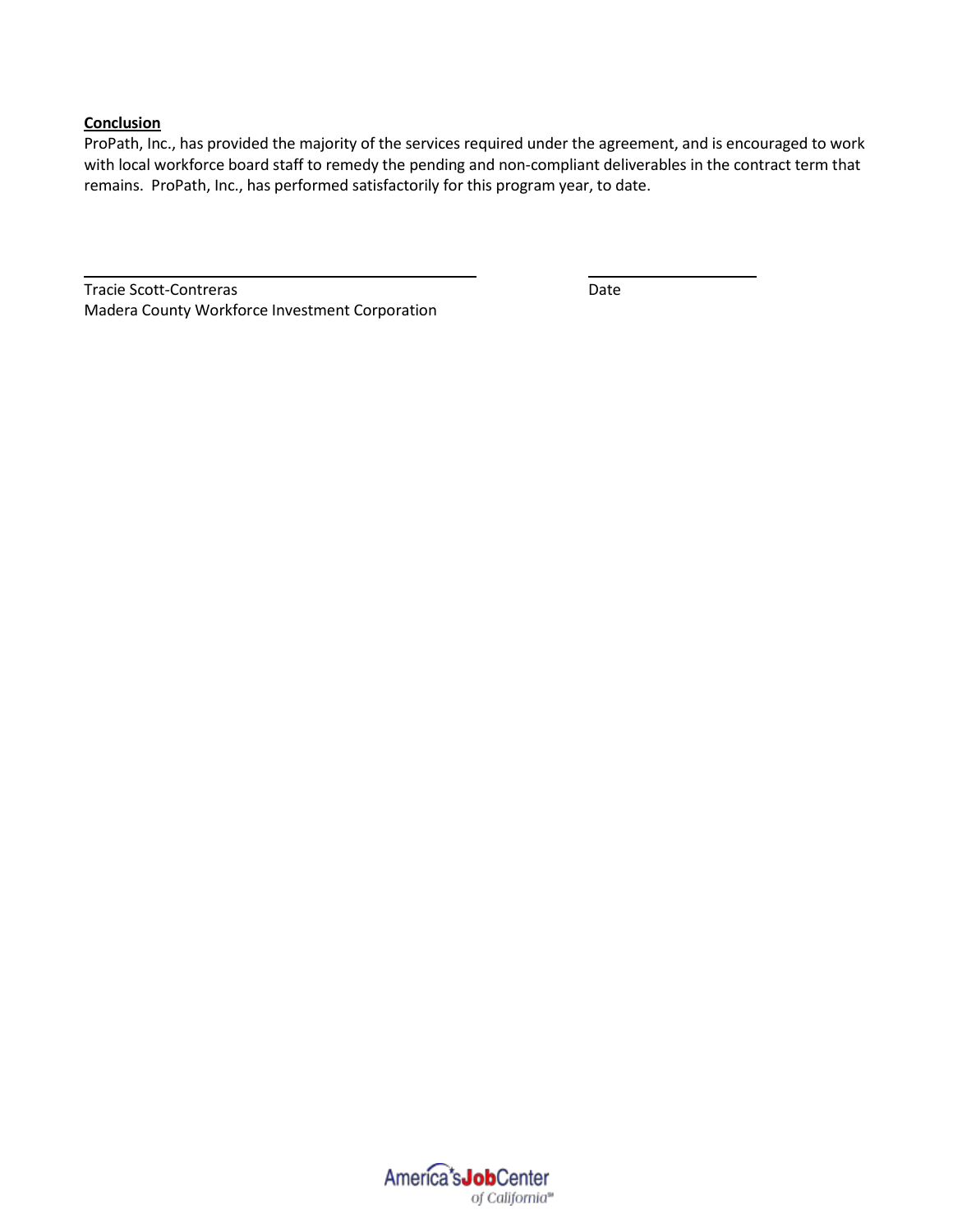**Conclusion**

ProPath, Inc., has provided the majority of the services required under the agreement, and is encouraged to work with local workforce board staff to remedy the pending and non-compliant deliverables in the contract term that remains. ProPath, Inc., has performed satisfactorily for this program year, to date.

Tracie Scott-Contreras
Madera County Workforce Investment Corporation

Date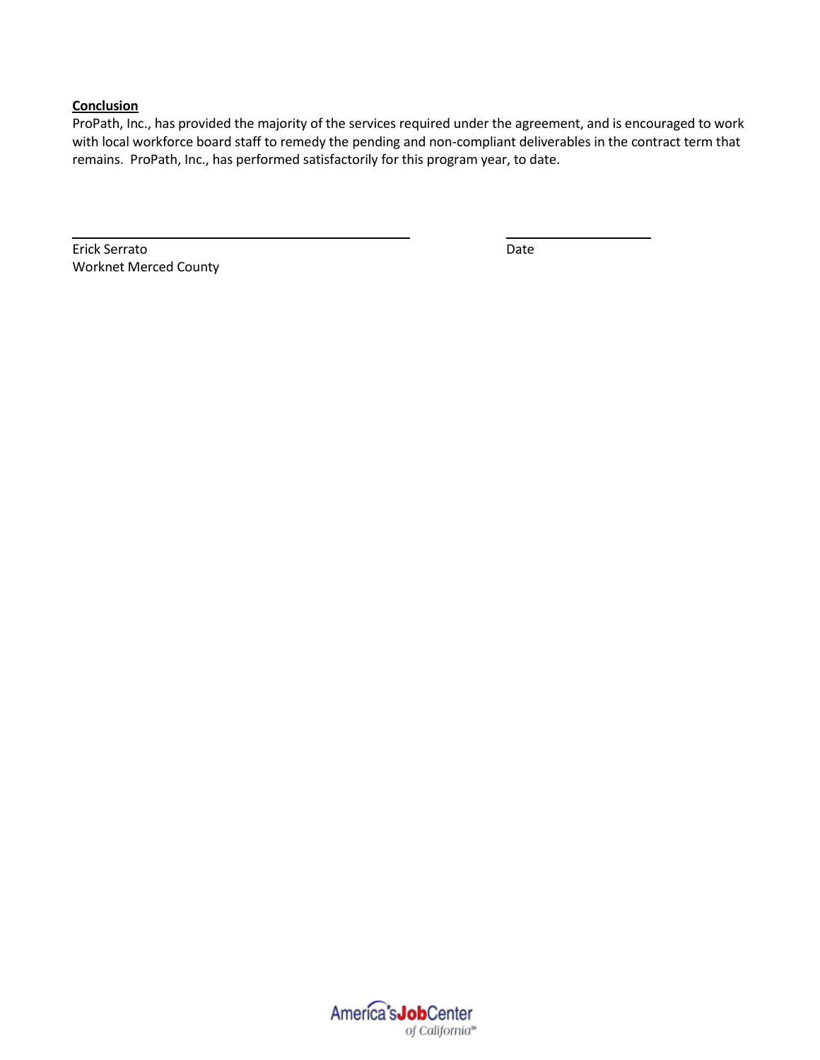**Conclusion**

ProPath, Inc., has provided the majority of the services required under the agreement, and is encouraged to work with local workforce board staff to remedy the pending and non-compliant deliverables in the contract term that remains. ProPath, Inc., has performed satisfactorily for this program year, to date.

\_\_\_\_\_\_\_\_\_\_\_\_\_\_\_\_\_\_\_\_\_\_\_\_\_\_\_\_\_\_\_\_\_\_\_\_\_\_\_\_ \_\_\_\_\_\_\_\_\_\_\_\_\_\_\_\_\_\_

Erick Serrato — Date

Worknet Merced County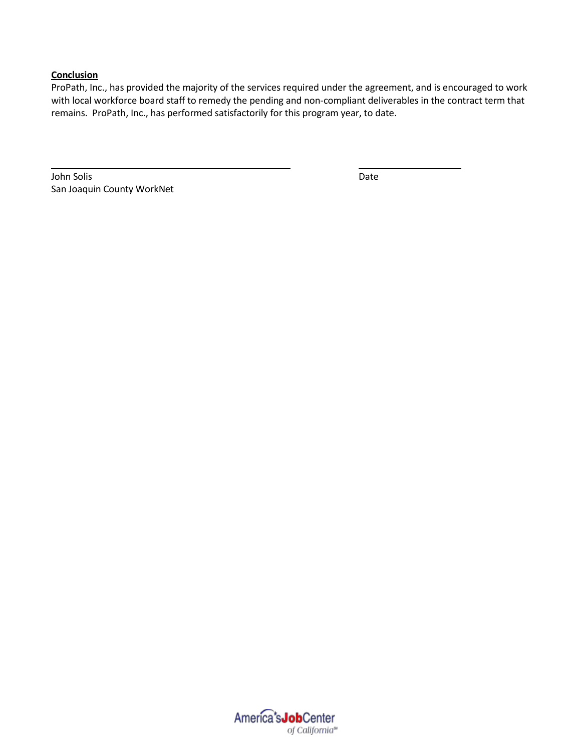**Conclusion**

ProPath, Inc., has provided the majority of the services required under the agreement, and is encouraged to work with local workforce board staff to remedy the pending and non-compliant deliverables in the contract term that remains. ProPath, Inc., has performed satisfactorily for this program year, to date.

\_\_\_\_\_\_\_\_\_\_\_\_\_\_\_\_\_\_\_\_\_\_\_\_\_\_\_\_\_\_\_\_\_\_\_\_\_\_\_\_ \_\_\_\_\_\_\_\_\_\_\_\_\_\_\_\_\_\_\_\_

John Solis Date

San Joaquin County WorkNet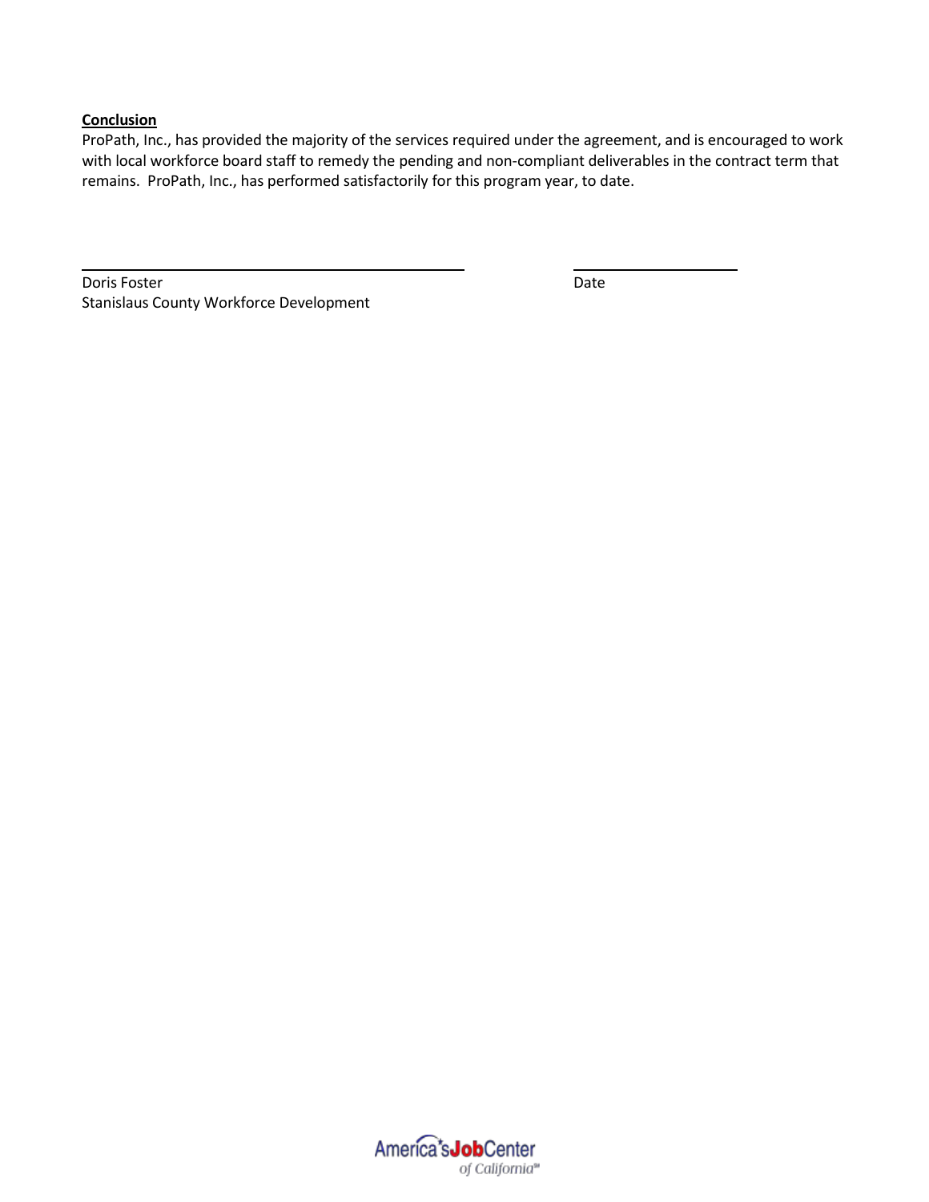**Conclusion**

ProPath, Inc., has provided the majority of the services required under the agreement, and is encouraged to work with local workforce board staff to remedy the pending and non-compliant deliverables in the contract term that remains. ProPath, Inc., has performed satisfactorily for this program year, to date.

______________________________ ______________

Doris Foster
Stanislaus County Workforce Development

Date